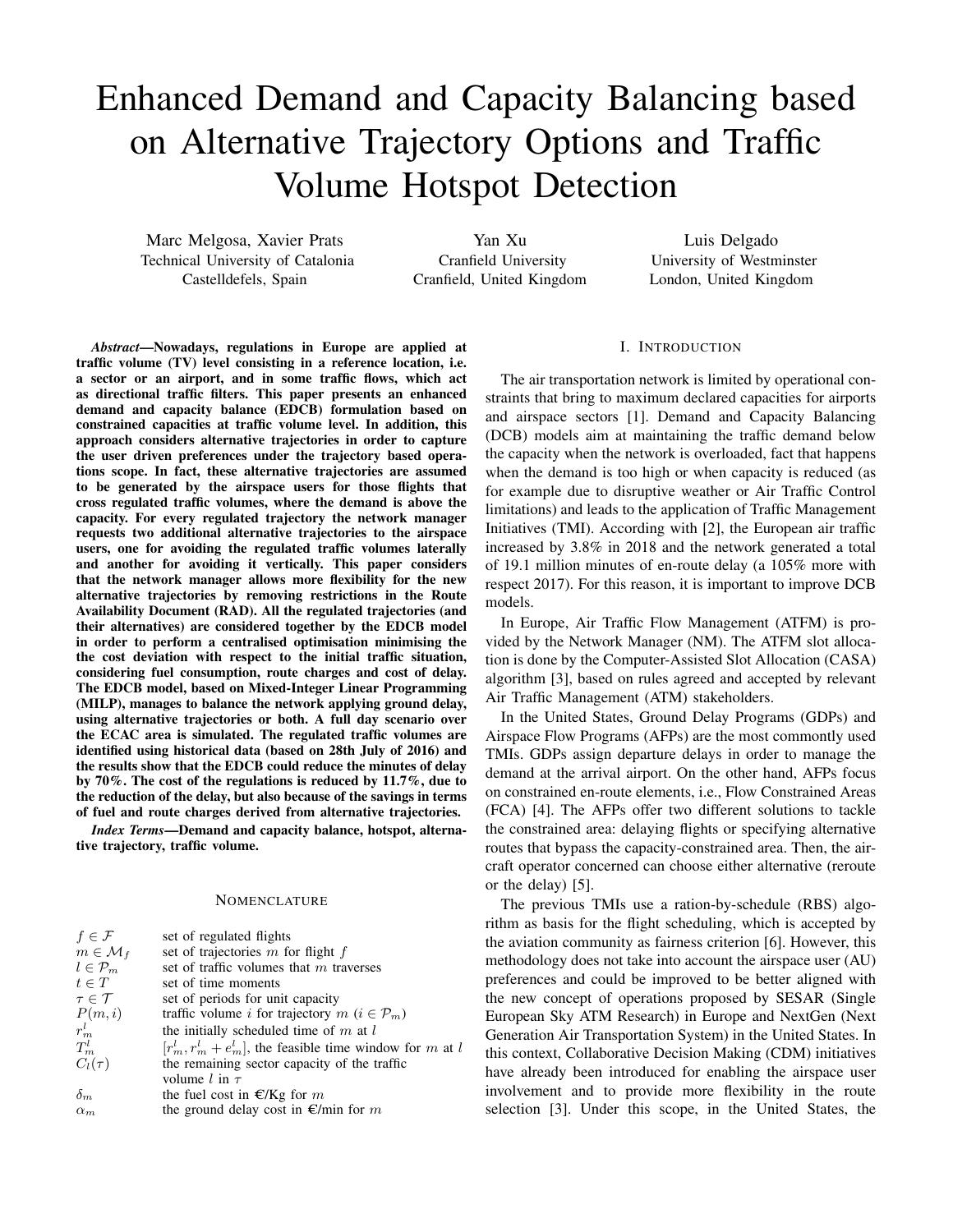# Enhanced Demand and Capacity Balancing based on Alternative Trajectory Options and Traffic Volume Hotspot Detection

Marc Melgosa, Xavier Prats
Technical University of Catalonia
Castelldefels, Spain

Yan Xu
Cranfield University
Cranfield, United Kingdom

Luis Delgado
University of Westminster
London, United Kingdom

***Abstract*—Nowadays, regulations in Europe are applied at traffic volume (TV) level consisting in a reference location, i.e. a sector or an airport, and in some traffic flows, which act as directional traffic filters. This paper presents an enhanced demand and capacity balance (EDCB) formulation based on constrained capacities at traffic volume level. In addition, this approach considers alternative trajectories in order to capture the user driven preferences under the trajectory based operations scope. In fact, these alternative trajectories are assumed to be generated by the airspace users for those flights that cross regulated traffic volumes, where the demand is above the capacity. For every regulated trajectory the network manager requests two additional alternative trajectories to the airspace users, one for avoiding the regulated traffic volumes laterally and another for avoiding it vertically. This paper considers that the network manager allows more flexibility for the new alternative trajectories by removing restrictions in the Route Availability Document (RAD). All the regulated trajectories (and their alternatives) are considered together by the EDCB model in order to perform a centralised optimisation minimising the the cost deviation with respect to the initial traffic situation, considering fuel consumption, route charges and cost of delay. The EDCB model, based on Mixed-Integer Linear Programming (MILP), manages to balance the network applying ground delay, using alternative trajectories or both. A full day scenario over the ECAC area is simulated. The regulated traffic volumes are identified using historical data (based on 28th July of 2016) and the results show that the EDCB could reduce the minutes of delay by 70%. The cost of the regulations is reduced by 11.7%, due to the reduction of the delay, but also because of the savings in terms of fuel and route charges derived from alternative trajectories.**

***Index Terms*—Demand and capacity balance, hotspot, alternative trajectory, traffic volume.**

## NOMENCLATURE

| | |
|---|---|
| $f \in \mathcal{F}$ | set of regulated flights |
| $m \in \mathcal{M}_f$ | set of trajectories $m$ for flight $f$ |
| $l \in \mathcal{P}_m$ | set of traffic volumes that $m$ traverses |
| $t \in T$ | set of time moments |
| $\tau \in \mathcal{T}$ | set of periods for unit capacity |
| $P(m,i)$ | traffic volume $i$ for trajectory $m$ ($i \in \mathcal{P}_m$) |
| $r_m^l$ | the initially scheduled time of $m$ at $l$ |
| $T_m^l$ | $[r_m^l, r_m^l + e_m^l]$, the feasible time window for $m$ at $l$ |
| $C_l(\tau)$ | the remaining sector capacity of the traffic volume $l$ in $\tau$ |
| $\delta_m$ | the fuel cost in €/Kg for $m$ |
| $\alpha_m$ | the ground delay cost in €/min for $m$ |

## I. INTRODUCTION

The air transportation network is limited by operational constraints that bring to maximum declared capacities for airports and airspace sectors [1]. Demand and Capacity Balancing (DCB) models aim at maintaining the traffic demand below the capacity when the network is overloaded, fact that happens when the demand is too high or when capacity is reduced (as for example due to disruptive weather or Air Traffic Control limitations) and leads to the application of Traffic Management Initiatives (TMI). According with [2], the European air traffic increased by 3.8% in 2018 and the network generated a total of 19.1 million minutes of en-route delay (a 105% more with respect 2017). For this reason, it is important to improve DCB models.

In Europe, Air Traffic Flow Management (ATFM) is provided by the Network Manager (NM). The ATFM slot allocation is done by the Computer-Assisted Slot Allocation (CASA) algorithm [3], based on rules agreed and accepted by relevant Air Traffic Management (ATM) stakeholders.

In the United States, Ground Delay Programs (GDPs) and Airspace Flow Programs (AFPs) are the most commonly used TMIs. GDPs assign departure delays in order to manage the demand at the arrival airport. On the other hand, AFPs focus on constrained en-route elements, i.e., Flow Constrained Areas (FCA) [4]. The AFPs offer two different solutions to tackle the constrained area: delaying flights or specifying alternative routes that bypass the capacity-constrained area. Then, the aircraft operator concerned can choose either alternative (reroute or the delay) [5].

The previous TMIs use a ration-by-schedule (RBS) algorithm as basis for the flight scheduling, which is accepted by the aviation community as fairness criterion [6]. However, this methodology does not take into account the airspace user (AU) preferences and could be improved to be better aligned with the new concept of operations proposed by SESAR (Single European Sky ATM Research) in Europe and NextGen (Next Generation Air Transportation System) in the United States. In this context, Collaborative Decision Making (CDM) initiatives have already been introduced for enabling the airspace user involvement and to provide more flexibility in the route selection [3]. Under this scope, in the United States, the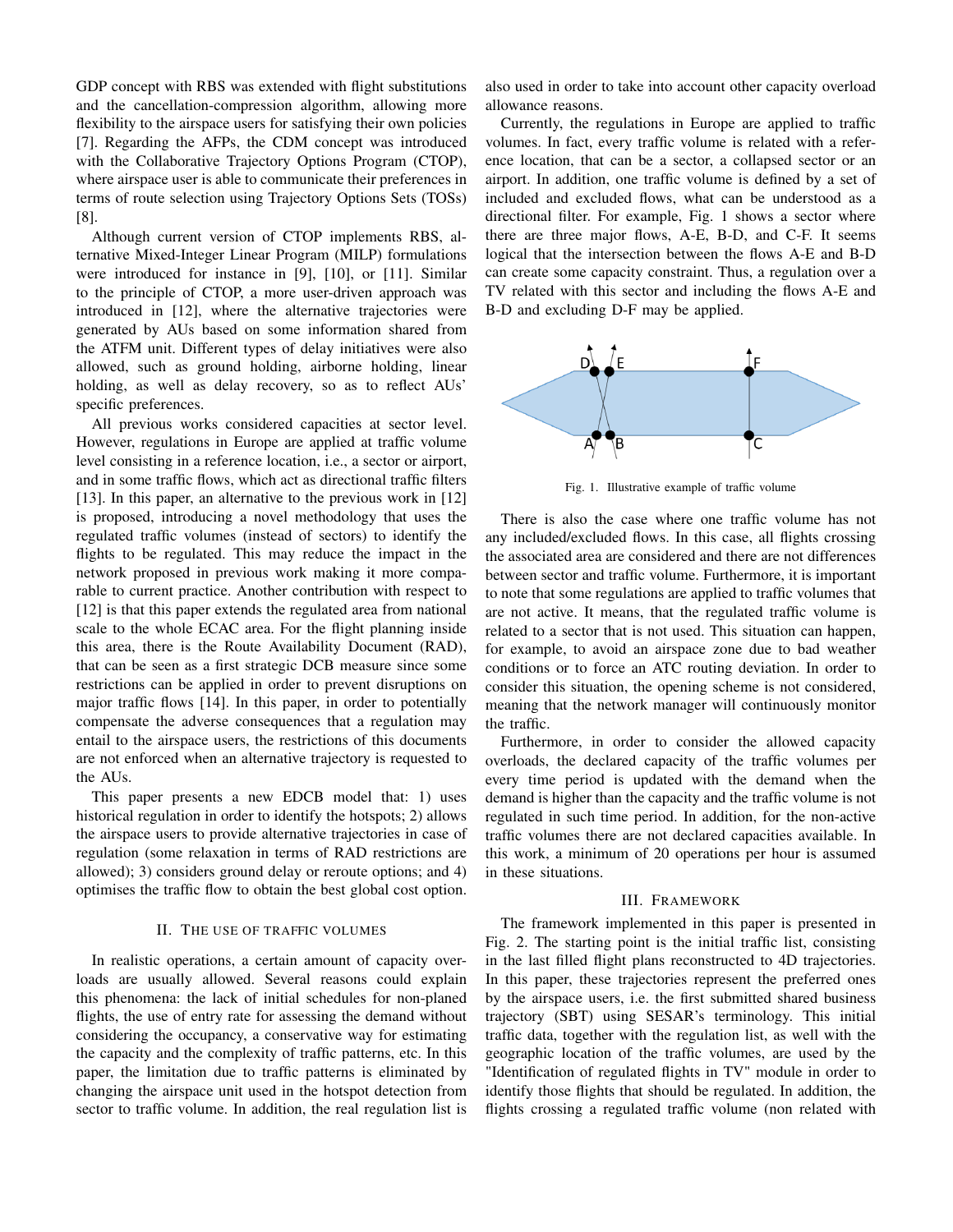GDP concept with RBS was extended with flight substitutions and the cancellation-compression algorithm, allowing more flexibility to the airspace users for satisfying their own policies [7]. Regarding the AFPs, the CDM concept was introduced with the Collaborative Trajectory Options Program (CTOP), where airspace user is able to communicate their preferences in terms of route selection using Trajectory Options Sets (TOSs) [8].

Although current version of CTOP implements RBS, alternative Mixed-Integer Linear Program (MILP) formulations were introduced for instance in [9], [10], or [11]. Similar to the principle of CTOP, a more user-driven approach was introduced in [12], where the alternative trajectories were generated by AUs based on some information shared from the ATFM unit. Different types of delay initiatives were also allowed, such as ground holding, airborne holding, linear holding, as well as delay recovery, so as to reflect AUs' specific preferences.

All previous works considered capacities at sector level. However, regulations in Europe are applied at traffic volume level consisting in a reference location, i.e., a sector or airport, and in some traffic flows, which act as directional traffic filters [13]. In this paper, an alternative to the previous work in [12] is proposed, introducing a novel methodology that uses the regulated traffic volumes (instead of sectors) to identify the flights to be regulated. This may reduce the impact in the network proposed in previous work making it more comparable to current practice. Another contribution with respect to [12] is that this paper extends the regulated area from national scale to the whole ECAC area. For the flight planning inside this area, there is the Route Availability Document (RAD), that can be seen as a first strategic DCB measure since some restrictions can be applied in order to prevent disruptions on major traffic flows [14]. In this paper, in order to potentially compensate the adverse consequences that a regulation may entail to the airspace users, the restrictions of this documents are not enforced when an alternative trajectory is requested to the AUs.

This paper presents a new EDCB model that: 1) uses historical regulation in order to identify the hotspots; 2) allows the airspace users to provide alternative trajectories in case of regulation (some relaxation in terms of RAD restrictions are allowed); 3) considers ground delay or reroute options; and 4) optimises the traffic flow to obtain the best global cost option.

## II. The use of traffic volumes

In realistic operations, a certain amount of capacity overloads are usually allowed. Several reasons could explain this phenomena: the lack of initial schedules for non-planed flights, the use of entry rate for assessing the demand without considering the occupancy, a conservative way for estimating the capacity and the complexity of traffic patterns, etc. In this paper, the limitation due to traffic patterns is eliminated by changing the airspace unit used in the hotspot detection from sector to traffic volume. In addition, the real regulation list is also used in order to take into account other capacity overload allowance reasons.

Currently, the regulations in Europe are applied to traffic volumes. In fact, every traffic volume is related with a reference location, that can be a sector, a collapsed sector or an airport. In addition, one traffic volume is defined by a set of included and excluded flows, what can be understood as a directional filter. For example, Fig. 1 shows a sector where there are three major flows, A-E, B-D, and C-F. It seems logical that the intersection between the flows A-E and B-D can create some capacity constraint. Thus, a regulation over a TV related with this sector and including the flows A-E and B-D and excluding D-F may be applied.

Fig. 1. Illustrative example of traffic volume

There is also the case where one traffic volume has not any included/excluded flows. In this case, all flights crossing the associated area are considered and there are not differences between sector and traffic volume. Furthermore, it is important to note that some regulations are applied to traffic volumes that are not active. It means, that the regulated traffic volume is related to a sector that is not used. This situation can happen, for example, to avoid an airspace zone due to bad weather conditions or to force an ATC routing deviation. In order to consider this situation, the opening scheme is not considered, meaning that the network manager will continuously monitor the traffic.

Furthermore, in order to consider the allowed capacity overloads, the declared capacity of the traffic volumes per every time period is updated with the demand when the demand is higher than the capacity and the traffic volume is not regulated in such time period. In addition, for the non-active traffic volumes there are not declared capacities available. In this work, a minimum of 20 operations per hour is assumed in these situations.

## III. Framework

The framework implemented in this paper is presented in Fig. 2. The starting point is the initial traffic list, consisting in the last filled flight plans reconstructed to 4D trajectories. In this paper, these trajectories represent the preferred ones by the airspace users, i.e. the first submitted shared business trajectory (SBT) using SESAR's terminology. This initial traffic data, together with the regulation list, as well with the geographic location of the traffic volumes, are used by the "Identification of regulated flights in TV" module in order to identify those flights that should be regulated. In addition, the flights crossing a regulated traffic volume (non related with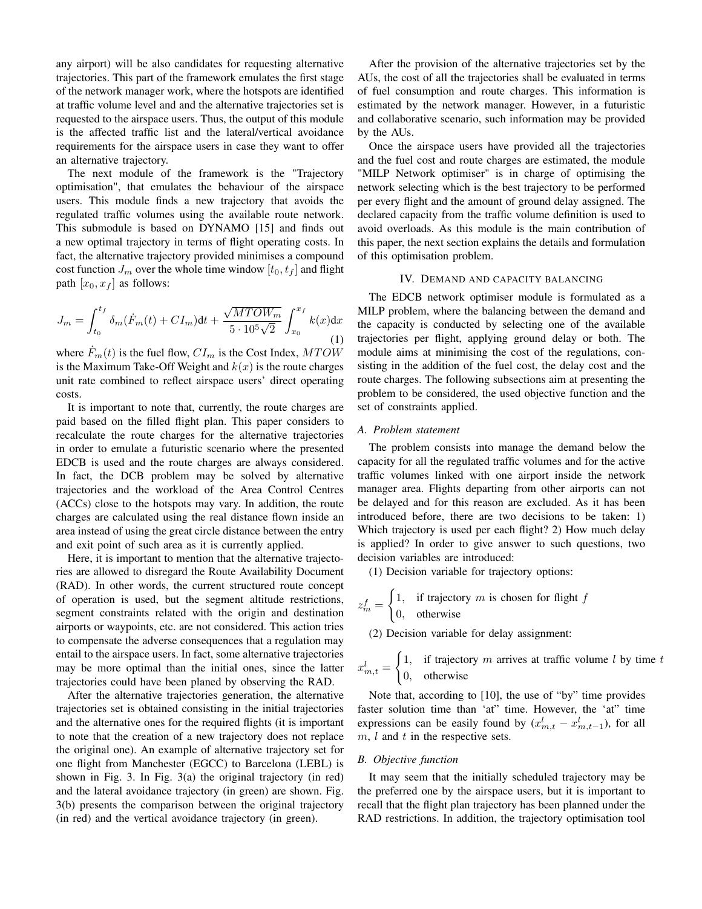any airport) will be also candidates for requesting alternative trajectories. This part of the framework emulates the first stage of the network manager work, where the hotspots are identified at traffic volume level and the alternative trajectories set is requested to the airspace users. Thus, the output of this module is the affected traffic list and the lateral/vertical avoidance requirements for the airspace users in case they want to offer an alternative trajectory.

The next module of the framework is the "Trajectory optimisation", that emulates the behaviour of the airspace users. This module finds a new trajectory that avoids the regulated traffic volumes using the available route network. This submodule is based on DYNAMO [15] and finds out a new optimal trajectory in terms of flight operating costs. In fact, the alternative trajectory provided minimises a compound cost function $J_m$ over the whole time window $[t_0, t_f]$ and flight path $[x_0, x_f]$ as follows:

$$J_m = \int_{t_0}^{t_f} \delta_m(\dot{F}_m(t) + CI_m)\mathrm{d}t + \frac{\sqrt{MTOW_m}}{5 \cdot 10^5 \sqrt{2}} \int_{x_0}^{x_f} k(x)\mathrm{d}x \quad (1)$$

where $\dot{F}_m(t)$ is the fuel flow, $CI_m$ is the Cost Index, $MTOW$ is the Maximum Take-Off Weight and $k(x)$ is the route charges unit rate combined to reflect airspace users' direct operating costs.

It is important to note that, currently, the route charges are paid based on the filled flight plan. This paper considers to recalculate the route charges for the alternative trajectories in order to emulate a futuristic scenario where the presented EDCB is used and the route charges are always considered. In fact, the DCB problem may be solved by alternative trajectories and the workload of the Area Control Centres (ACCs) close to the hotspots may vary. In addition, the route charges are calculated using the real distance flown inside an area instead of using the great circle distance between the entry and exit point of such area as it is currently applied.

Here, it is important to mention that the alternative trajectories are allowed to disregard the Route Availability Document (RAD). In other words, the current structured route concept of operation is used, but the segment altitude restrictions, segment constraints related with the origin and destination airports or waypoints, etc. are not considered. This action tries to compensate the adverse consequences that a regulation may entail to the airspace users. In fact, some alternative trajectories may be more optimal than the initial ones, since the latter trajectories could have been planed by observing the RAD.

After the alternative trajectories generation, the alternative trajectories set is obtained consisting in the initial trajectories and the alternative ones for the required flights (it is important to note that the creation of a new trajectory does not replace the original one). An example of alternative trajectory set for one flight from Manchester (EGCC) to Barcelona (LEBL) is shown in Fig. 3. In Fig. 3(a) the original trajectory (in red) and the lateral avoidance trajectory (in green) are shown. Fig. 3(b) presents the comparison between the original trajectory (in red) and the vertical avoidance trajectory (in green).

After the provision of the alternative trajectories set by the AUs, the cost of all the trajectories shall be evaluated in terms of fuel consumption and route charges. This information is estimated by the network manager. However, in a futuristic and collaborative scenario, such information may be provided by the AUs.

Once the airspace users have provided all the trajectories and the fuel cost and route charges are estimated, the module "MILP Network optimiser" is in charge of optimising the network selecting which is the best trajectory to be performed per every flight and the amount of ground delay assigned. The declared capacity from the traffic volume definition is used to avoid overloads. As this module is the main contribution of this paper, the next section explains the details and formulation of this optimisation problem.

## IV. Demand and capacity balancing

The EDCB network optimiser module is formulated as a MILP problem, where the balancing between the demand and the capacity is conducted by selecting one of the available trajectories per flight, applying ground delay or both. The module aims at minimising the cost of the regulations, consisting in the addition of the fuel cost, the delay cost and the route charges. The following subsections aim at presenting the problem to be considered, the used objective function and the set of constraints applied.

### A. Problem statement

The problem consists into manage the demand below the capacity for all the regulated traffic volumes and for the active traffic volumes linked with one airport inside the network manager area. Flights departing from other airports can not be delayed and for this reason are excluded. As it has been introduced before, there are two decisions to be taken: 1) Which trajectory is used per each flight? 2) How much delay is applied? In order to give answer to such questions, two decision variables are introduced:

(1) Decision variable for trajectory options:

$$z_m^f = \begin{cases} 1, & \text{if trajectory } m \text{ is chosen for flight } f \\ 0, & \text{otherwise} \end{cases}$$

(2) Decision variable for delay assignment:

$$x_{m,t}^l = \begin{cases} 1, & \text{if trajectory } m \text{ arrives at traffic volume } l \text{ by time } t \\ 0, & \text{otherwise} \end{cases}$$

Note that, according to [10], the use of "by" time provides faster solution time than 'at' time. However, the 'at' time expressions can be easily found by $(x_{m,t}^l - x_{m,t-1}^l)$, for all $m$, $l$ and $t$ in the respective sets.

### B. Objective function

It may seem that the initially scheduled trajectory may be the preferred one by the airspace users, but it is important to recall that the flight plan trajectory has been planned under the RAD restrictions. In addition, the trajectory optimisation tool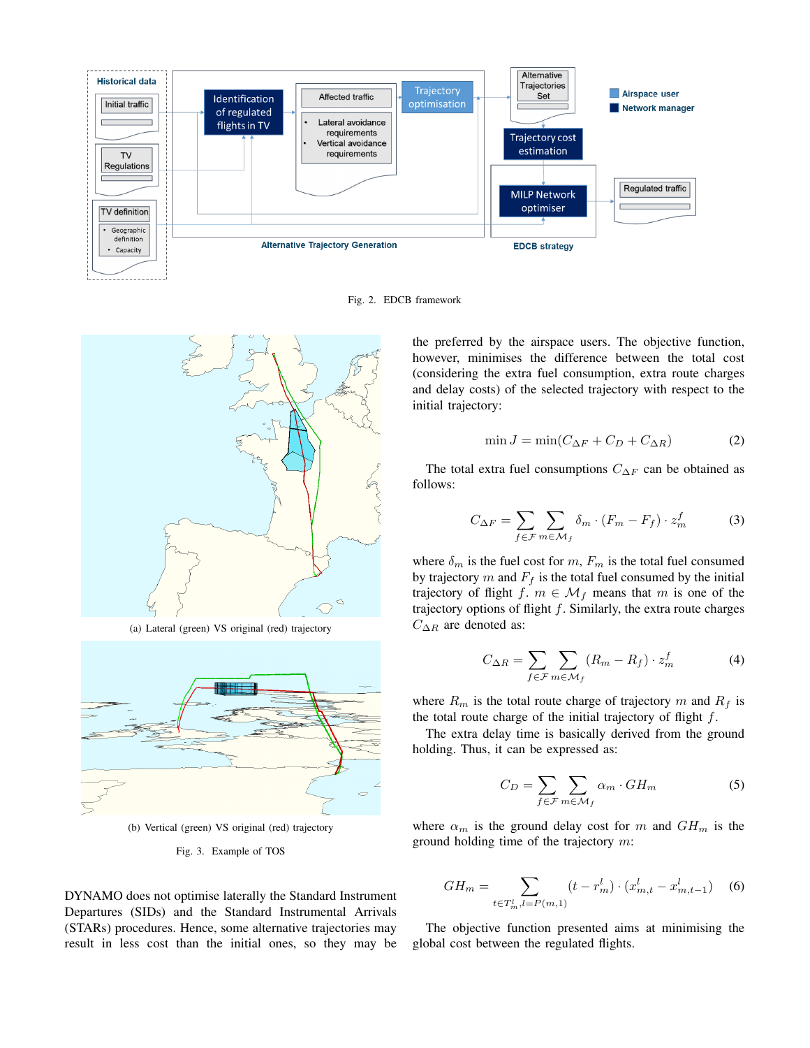Fig. 2. EDCB framework

(a) Lateral (green) VS original (red) trajectory

(b) Vertical (green) VS original (red) trajectory

Fig. 3. Example of TOS

DYNAMO does not optimise laterally the Standard Instrument Departures (SIDs) and the Standard Instrumental Arrivals (STARs) procedures. Hence, some alternative trajectories may result in less cost than the initial ones, so they may be the preferred by the airspace users. The objective function, however, minimises the difference between the total cost (considering the extra fuel consumption, extra route charges and delay costs) of the selected trajectory with respect to the initial trajectory:

$$\min J = \min(C_{\Delta F} + C_D + C_{\Delta R}) \tag{2}$$

The total extra fuel consumptions $C_{\Delta F}$ can be obtained as follows:

$$C_{\Delta F} = \sum_{f \in \mathcal{F}} \sum_{m \in \mathcal{M}_f} \delta_m \cdot (F_m - F_f) \cdot z_m^f \tag{3}$$

where $\delta_m$ is the fuel cost for $m$, $F_m$ is the total fuel consumed by trajectory $m$ and $F_f$ is the total fuel consumed by the initial trajectory of flight $f$. $m \in \mathcal{M}_f$ means that $m$ is one of the trajectory options of flight $f$. Similarly, the extra route charges $C_{\Delta R}$ are denoted as:

$$C_{\Delta R} = \sum_{f \in \mathcal{F}} \sum_{m \in \mathcal{M}_f} (R_m - R_f) \cdot z_m^f \tag{4}$$

where $R_m$ is the total route charge of trajectory $m$ and $R_f$ is the total route charge of the initial trajectory of flight $f$.

The extra delay time is basically derived from the ground holding. Thus, it can be expressed as:

$$C_D = \sum_{f \in \mathcal{F}} \sum_{m \in \mathcal{M}_f} \alpha_m \cdot GH_m \tag{5}$$

where $\alpha_m$ is the ground delay cost for $m$ and $GH_m$ is the ground holding time of the trajectory $m$:

$$GH_m = \sum_{t \in T_m^l, l = P(m,1)} (t - r_m^l) \cdot (x_{m,t}^l - x_{m,t-1}^l) \tag{6}$$

The objective function presented aims at minimising the global cost between the regulated flights.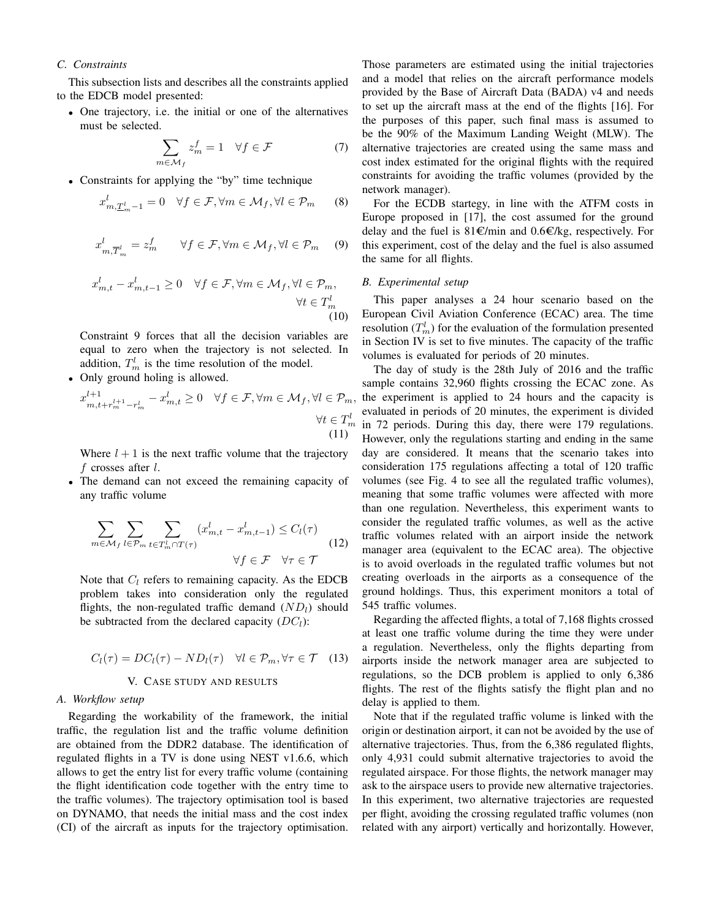### C. Constraints

This subsection lists and describes all the constraints applied to the EDCB model presented:

- One trajectory, i.e. the initial or one of the alternatives must be selected.

$$\sum_{m \in \mathcal{M}_f} z_m^f = 1 \quad \forall f \in \mathcal{F} \tag{7}$$

- Constraints for applying the "by" time technique

$$x^l_{m,\underline{T}^l_m - 1} = 0 \quad \forall f \in \mathcal{F}, \forall m \in \mathcal{M}_f, \forall l \in \mathcal{P}_m \tag{8}$$

$$x^l_{m,\overline{T}^l_m} = z^f_m \qquad \forall f \in \mathcal{F}, \forall m \in \mathcal{M}_f, \forall l \in \mathcal{P}_m \tag{9}$$

$$x^l_{m,t} - x^l_{m,t-1} \geq 0 \quad \forall f \in \mathcal{F}, \forall m \in \mathcal{M}_f, \forall l \in \mathcal{P}_m, \forall t \in T^l_m \tag{10}$$

Constraint 9 forces that all the decision variables are equal to zero when the trajectory is not selected. In addition, $T^l_m$ is the time resolution of the model.

- Only ground holing is allowed.

$$x^{l+1}_{m,t+r^{l+1}_m - r^l_m} - x^l_{m,t} \geq 0 \quad \forall f \in \mathcal{F}, \forall m \in \mathcal{M}_f, \forall l \in \mathcal{P}_m, \forall t \in T^l_m \tag{11}$$

Where $l+1$ is the next traffic volume that the trajectory $f$ crosses after $l$.

- The demand can not exceed the remaining capacity of any traffic volume

$$\sum_{m \in \mathcal{M}_f} \sum_{l \in \mathcal{P}_m} \sum_{t \in T^l_m \cap T(\tau)} (x^l_{m,t} - x^l_{m,t-1}) \leq C_l(\tau) \quad \forall f \in \mathcal{F} \quad \forall \tau \in \mathcal{T} \tag{12}$$

Note that $C_l$ refers to remaining capacity. As the EDCB problem takes into consideration only the regulated flights, the non-regulated traffic demand ($ND_l$) should be subtracted from the declared capacity ($DC_l$):

$$C_l(\tau) = DC_l(\tau) - ND_l(\tau) \quad \forall l \in \mathcal{P}_m, \forall \tau \in \mathcal{T} \tag{13}$$

## V. Case study and results

### A. Workflow setup

Regarding the workability of the framework, the initial traffic, the regulation list and the traffic volume definition are obtained from the DDR2 database. The identification of regulated flights in a TV is done using NEST v1.6.6, which allows to get the entry list for every traffic volume (containing the flight identification code together with the entry time to the traffic volumes). The trajectory optimisation tool is based on DYNAMO, that needs the initial mass and the cost index (CI) of the aircraft as inputs for the trajectory optimisation. Those parameters are estimated using the initial trajectories and a model that relies on the aircraft performance models provided by the Base of Aircraft Data (BADA) v4 and needs to set up the aircraft mass at the end of the flights [16]. For the purposes of this paper, such final mass is assumed to be the 90% of the Maximum Landing Weight (MLW). The alternative trajectories are created using the same mass and cost index estimated for the original flights with the required constraints for avoiding the traffic volumes (provided by the network manager).

For the ECDB startegy, in line with the ATFM costs in Europe proposed in [17], the cost assumed for the ground delay and the fuel is 81€/min and 0.6€/kg, respectively. For this experiment, cost of the delay and the fuel is also assumed the same for all flights.

### B. Experimental setup

This paper analyses a 24 hour scenario based on the European Civil Aviation Conference (ECAC) area. The time resolution ($T^l_m$) for the evaluation of the formulation presented in Section IV is set to five minutes. The capacity of the traffic volumes is evaluated for periods of 20 minutes.

The day of study is the 28th July of 2016 and the traffic sample contains 32,960 flights crossing the ECAC zone. As the experiment is applied to 24 hours and the capacity is evaluated in periods of 20 minutes, the experiment is divided in 72 periods. During this day, there were 179 regulations. However, only the regulations starting and ending in the same day are considered. It means that the scenario takes into consideration 175 regulations affecting a total of 120 traffic volumes (see Fig. 4 to see all the regulated traffic volumes), meaning that some traffic volumes were affected with more than one regulation. Nevertheless, this experiment wants to consider the regulated traffic volumes, as well as the active traffic volumes related with an airport inside the network manager area (equivalent to the ECAC area). The objective is to avoid overloads in the regulated traffic volumes but not creating overloads in the airports as a consequence of the ground holdings. Thus, this experiment monitors a total of 545 traffic volumes.

Regarding the affected flights, a total of 7,168 flights crossed at least one traffic volume during the time they were under a regulation. Nevertheless, only the flights departing from airports inside the network manager area are subjected to regulations, so the DCB problem is applied to only 6,386 flights. The rest of the flights satisfy the flight plan and no delay is applied to them.

Note that if the regulated traffic volume is linked with the origin or destination airport, it can not be avoided by the use of alternative trajectories. Thus, from the 6,386 regulated flights, only 4,931 could submit alternative trajectories to avoid the regulated airspace. For those flights, the network manager may ask to the airspace users to provide new alternative trajectories. In this experiment, two alternative trajectories are requested per flight, avoiding the crossing regulated traffic volumes (non related with any airport) vertically and horizontally. However,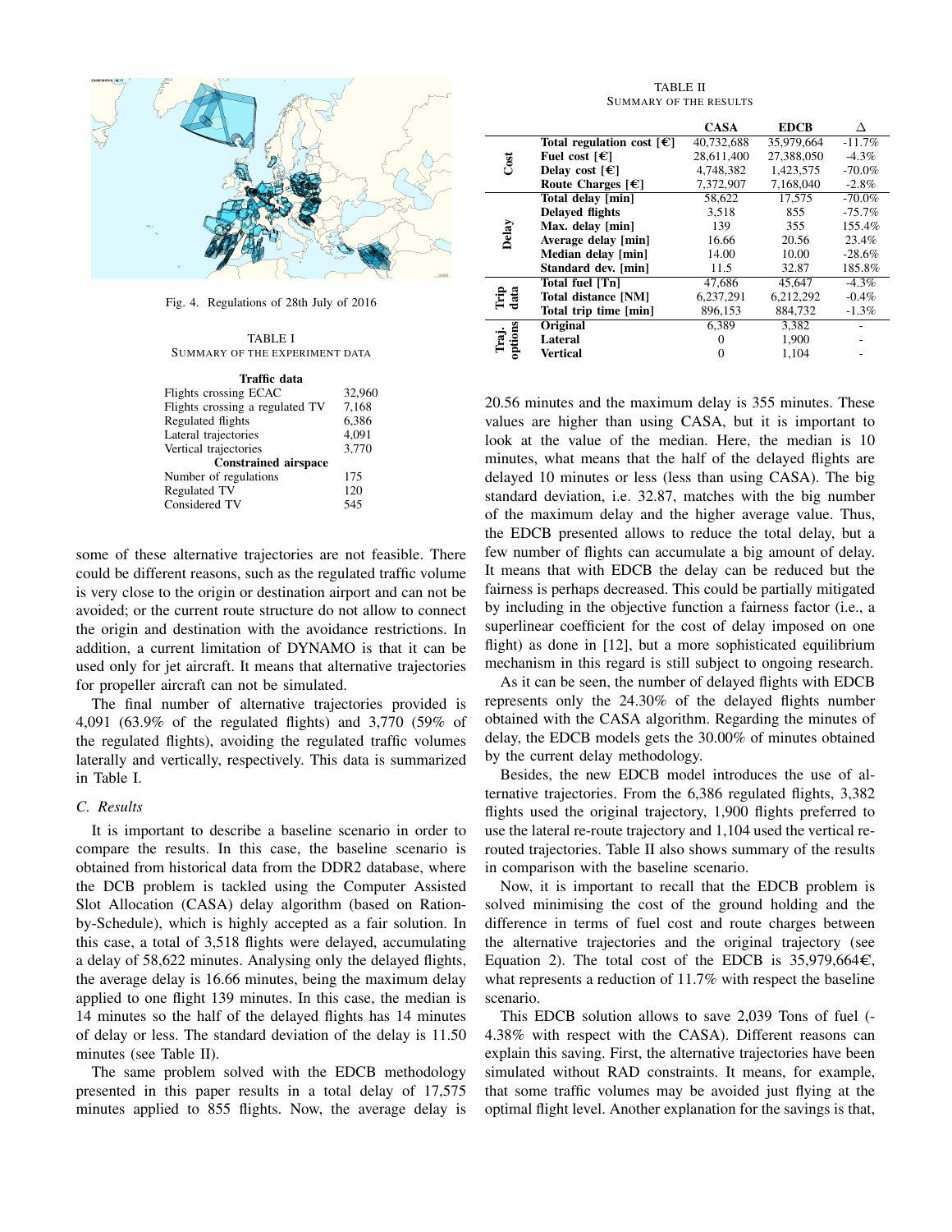Fig. 4. Regulations of 28th July of 2016

TABLE I
SUMMARY OF THE EXPERIMENT DATA

| **Traffic data** | |
|---|---|
| Flights crossing ECAC | 32,960 |
| Flights crossing a regulated TV | 7,168 |
| Regulated flights | 6,386 |
| Lateral trajectories | 4,091 |
| Vertical trajectories | 3,770 |
| **Constrained airspace** | |
| Number of regulations | 175 |
| Regulated TV | 120 |
| Considered TV | 545 |

some of these alternative trajectories are not feasible. There could be different reasons, such as the regulated traffic volume is very close to the origin or destination airport and can not be avoided; or the current route structure do not allow to connect the origin and destination with the avoidance restrictions. In addition, a current limitation of DYNAMO is that it can be used only for jet aircraft. It means that alternative trajectories for propeller aircraft can not be simulated.

The final number of alternative trajectories provided is 4,091 (63.9% of the regulated flights) and 3,770 (59% of the regulated flights), avoiding the regulated traffic volumes laterally and vertically, respectively. This data is summarized in Table I.

### *C. Results*

It is important to describe a baseline scenario in order to compare the results. In this case, the baseline scenario is obtained from historical data from the DDR2 database, where the DCB problem is tackled using the Computer Assisted Slot Allocation (CASA) delay algorithm (based on Ration-by-Schedule), which is highly accepted as a fair solution. In this case, a total of 3,518 flights were delayed, accumulating a delay of 58,622 minutes. Analysing only the delayed flights, the average delay is 16.66 minutes, being the maximum delay applied to one flight 139 minutes. In this case, the median is 14 minutes so the half of the delayed flights has 14 minutes of delay or less. The standard deviation of the delay is 11.50 minutes (see Table II).

The same problem solved with the EDCB methodology presented in this paper results in a total delay of 17,575 minutes applied to 855 flights. Now, the average delay is

TABLE II
SUMMARY OF THE RESULTS

| | | **CASA** | **EDCB** | **Δ** |
|---|---|---|---|---|
| **Cost** | **Total regulation cost [€]** | 40,732,688 | 35,979,664 | -11.7% |
| | **Fuel cost [€]** | 28,611,400 | 27,388,050 | -4.3% |
| | **Delay cost [€]** | 4,748,382 | 1,423,575 | -70.0% |
| | **Route Charges [€]** | 7,372,907 | 7,168,040 | -2.8% |
| **Delay** | **Total delay [min]** | 58,622 | 17,575 | -70.0% |
| | **Delayed flights** | 3,518 | 855 | -75.7% |
| | **Max. delay [min]** | 139 | 355 | 155.4% |
| | **Average delay [min]** | 16.66 | 20.56 | 23.4% |
| | **Median delay [min]** | 14.00 | 10.00 | -28.6% |
| | **Standard dev. [min]** | 11.5 | 32.87 | 185.8% |
| **Trip data** | **Total fuel [Tn]** | 47,686 | 45,647 | -4.3% |
| | **Total distance [NM]** | 6,237,291 | 6,212,292 | -0.4% |
| | **Total trip time [min]** | 896,153 | 884,732 | -1.3% |
| **Traj. options** | **Original** | 6,389 | 3,382 | - |
| | **Lateral** | 0 | 1,900 | - |
| | **Vertical** | 0 | 1,104 | - |

20.56 minutes and the maximum delay is 355 minutes. These values are higher than using CASA, but it is important to look at the value of the median. Here, the median is 10 minutes, what means that the half of the delayed flights are delayed 10 minutes or less (less than using CASA). The big standard deviation, i.e. 32.87, matches with the big number of the maximum delay and the higher average value. Thus, the EDCB presented allows to reduce the total delay, but a few number of flights can accumulate a big amount of delay. It means that with EDCB the delay can be reduced but the fairness is perhaps decreased. This could be partially mitigated by including in the objective function a fairness factor (i.e., a superlinear coefficient for the cost of delay imposed on one flight) as done in [12], but a more sophisticated equilibrium mechanism in this regard is still subject to ongoing research.

As it can be seen, the number of delayed flights with EDCB represents only the 24.30% of the delayed flights number obtained with the CASA algorithm. Regarding the minutes of delay, the EDCB models gets the 30.00% of minutes obtained by the current delay methodology.

Besides, the new EDCB model introduces the use of alternative trajectories. From the 6,386 regulated flights, 3,382 flights used the original trajectory, 1,900 flights preferred to use the lateral re-route trajectory and 1,104 used the vertical re-routed trajectories. Table II also shows summary of the results in comparison with the baseline scenario.

Now, it is important to recall that the EDCB problem is solved minimising the cost of the ground holding and the difference in terms of fuel cost and route charges between the alternative trajectories and the original trajectory (see Equation 2). The total cost of the EDCB is 35,979,664€, what represents a reduction of 11.7% with respect the baseline scenario.

This EDCB solution allows to save 2,039 Tons of fuel (-4.38% with respect with the CASA). Different reasons can explain this saving. First, the alternative trajectories have been simulated without RAD constraints. It means, for example, that some traffic volumes may be avoided just flying at the optimal flight level. Another explanation for the savings is that,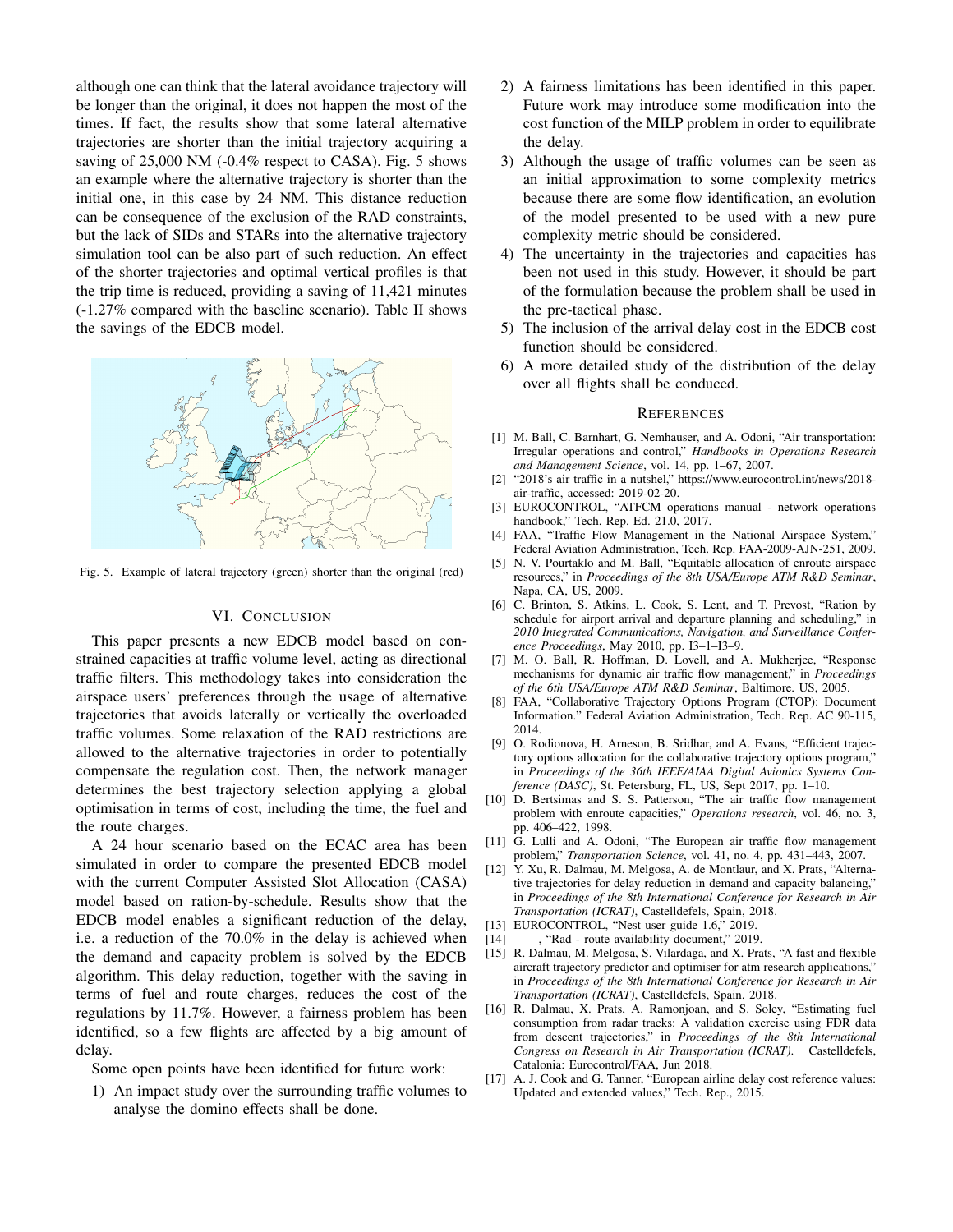although one can think that the lateral avoidance trajectory will be longer than the original, it does not happen the most of the times. If fact, the results show that some lateral alternative trajectories are shorter than the initial trajectory acquiring a saving of 25,000 NM (-0.4% respect to CASA). Fig. 5 shows an example where the alternative trajectory is shorter than the initial one, in this case by 24 NM. This distance reduction can be consequence of the exclusion of the RAD constraints, but the lack of SIDs and STARs into the alternative trajectory simulation tool can be also part of such reduction. An effect of the shorter trajectories and optimal vertical profiles is that the trip time is reduced, providing a saving of 11,421 minutes (-1.27% compared with the baseline scenario). Table II shows the savings of the EDCB model.

Fig. 5. Example of lateral trajectory (green) shorter than the original (red)

## VI. Conclusion

This paper presents a new EDCB model based on constrained capacities at traffic volume level, acting as directional traffic filters. This methodology takes into consideration the airspace users' preferences through the usage of alternative trajectories that avoids laterally or vertically the overloaded traffic volumes. Some relaxation of the RAD restrictions are allowed to the alternative trajectories in order to potentially compensate the regulation cost. Then, the network manager determines the best trajectory selection applying a global optimisation in terms of cost, including the time, the fuel and the route charges.

A 24 hour scenario based on the ECAC area has been simulated in order to compare the presented EDCB model with the current Computer Assisted Slot Allocation (CASA) model based on ration-by-schedule. Results show that the EDCB model enables a significant reduction of the delay, i.e. a reduction of the 70.0% in the delay is achieved when the demand and capacity problem is solved by the EDCB algorithm. This delay reduction, together with the saving in terms of fuel and route charges, reduces the cost of the regulations by 11.7%. However, a fairness problem has been identified, so a few flights are affected by a big amount of delay.

Some open points have been identified for future work:

1) An impact study over the surrounding traffic volumes to analyse the domino effects shall be done.
2) A fairness limitations has been identified in this paper. Future work may introduce some modification into the cost function of the MILP problem in order to equilibrate the delay.
3) Although the usage of traffic volumes can be seen as an initial approximation to some complexity metrics because there are some flow identification, an evolution of the model presented to be used with a new pure complexity metric should be considered.
4) The uncertainty in the trajectories and capacities has been not used in this study. However, it should be part of the formulation because the problem shall be used in the pre-tactical phase.
5) The inclusion of the arrival delay cost in the EDCB cost function should be considered.
6) A more detailed study of the distribution of the delay over all flights shall be conduced.

## References

[1] M. Ball, C. Barnhart, G. Nemhauser, and A. Odoni, "Air transportation: Irregular operations and control," *Handbooks in Operations Research and Management Science*, vol. 14, pp. 1–67, 2007.

[2] "2018's air traffic in a nutshel," https://www.eurocontrol.int/news/2018-air-traffic, accessed: 2019-02-20.

[3] EUROCONTROL, "ATFCM operations manual - network operations handbook," Tech. Rep. Ed. 21.0, 2017.

[4] FAA, "Traffic Flow Management in the National Airspace System," Federal Aviation Administration, Tech. Rep. FAA-2009-AJN-251, 2009.

[5] N. V. Pourtaklo and M. Ball, "Equitable allocation of enroute airspace resources," in *Proceedings of the 8th USA/Europe ATM R&D Seminar*, Napa, CA, US, 2009.

[6] C. Brinton, S. Atkins, L. Cook, S. Lent, and T. Prevost, "Ration by schedule for airport arrival and departure planning and scheduling," in *2010 Integrated Communications, Navigation, and Surveillance Conference Proceedings*, May 2010, pp. I3–1–I3–9.

[7] M. O. Ball, R. Hoffman, D. Lovell, and A. Mukherjee, "Response mechanisms for dynamic air traffic flow management," in *Proceedings of the 6th USA/Europe ATM R&D Seminar*, Baltimore. US, 2005.

[8] FAA, "Collaborative Trajectory Options Program (CTOP): Document Information." Federal Aviation Administration, Tech. Rep. AC 90-115, 2014.

[9] O. Rodionova, H. Arneson, B. Sridhar, and A. Evans, "Efficient trajectory options allocation for the collaborative trajectory options program," in *Proceedings of the 36th IEEE/AIAA Digital Avionics Systems Conference (DASC)*, St. Petersburg, FL, US, Sept 2017, pp. 1–10.

[10] D. Bertsimas and S. S. Patterson, "The air traffic flow management problem with enroute capacities," *Operations research*, vol. 46, no. 3, pp. 406–422, 1998.

[11] G. Lulli and A. Odoni, "The European air traffic flow management problem," *Transportation Science*, vol. 41, no. 4, pp. 431–443, 2007.

[12] Y. Xu, R. Dalmau, M. Melgosa, A. de Montlaur, and X. Prats, "Alternative trajectories for delay reduction in demand and capacity balancing," in *Proceedings of the 8th International Conference for Research in Air Transportation (ICRAT)*, Castelldefels, Spain, 2018.

[13] EUROCONTROL, "Nest user guide 1.6," 2019.

[14] ——, "Rad - route availability document," 2019.

[15] R. Dalmau, M. Melgosa, S. Vilardaga, and X. Prats, "A fast and flexible aircraft trajectory predictor and optimiser for atm research applications," in *Proceedings of the 8th International Conference for Research in Air Transportation (ICRAT)*, Castelldefels, Spain, 2018.

[16] R. Dalmau, X. Prats, A. Ramonjoan, and S. Soley, "Estimating fuel consumption from radar tracks: A validation exercise using FDR data from descent trajectories," in *Proceedings of the 8th International Congress on Research in Air Transportation (ICRAT)*. Castelldefels, Catalonia: Eurocontrol/FAA, Jun 2018.

[17] A. J. Cook and G. Tanner, "European airline delay cost reference values: Updated and extended values," Tech. Rep., 2015.